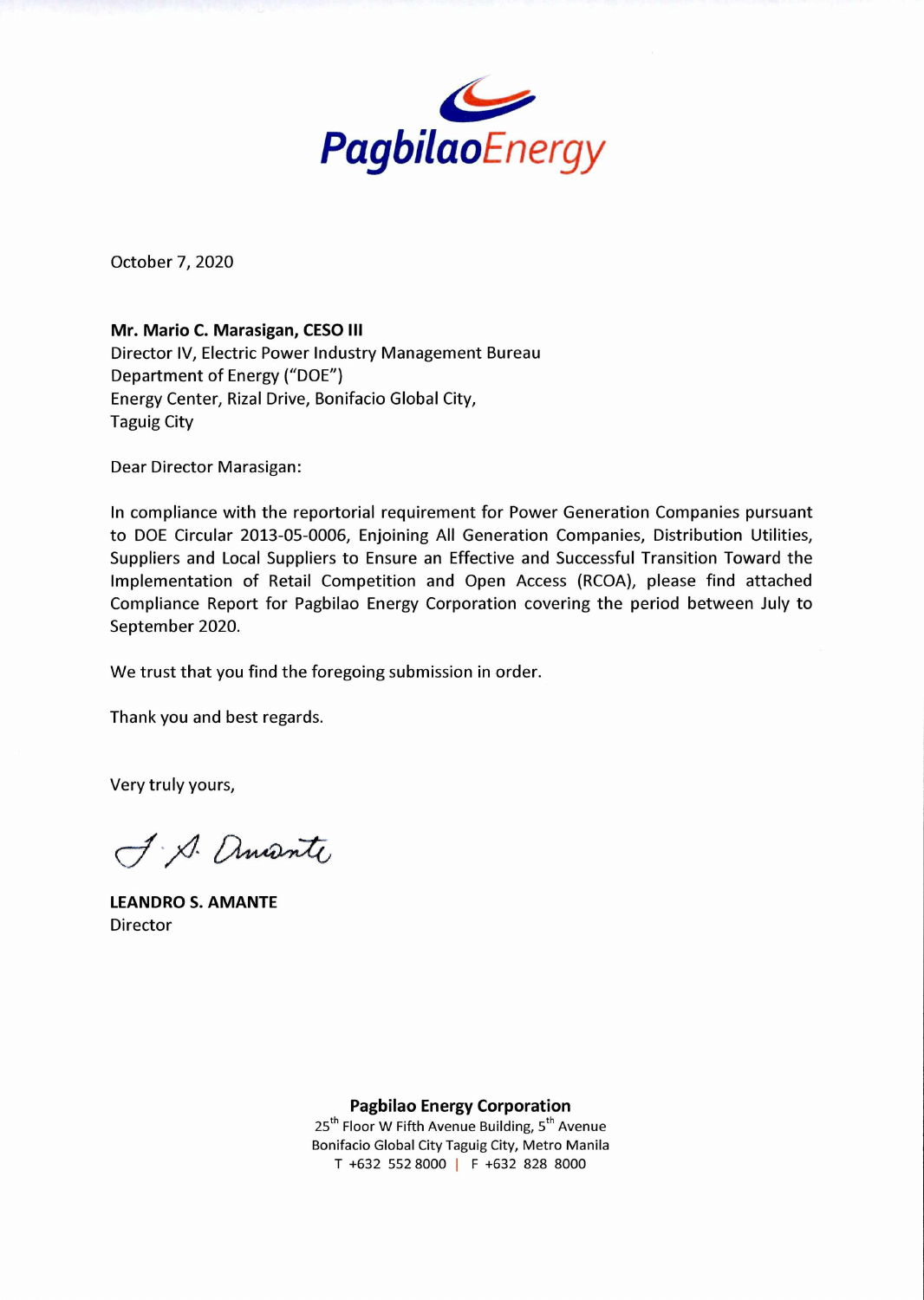PagbilaoEnergy

October 7, 2020

**Mr. Mario C. Marasigan, CESO III**
Director IV, Electric Power Industry Management Bureau
Department of Energy ("DOE")
Energy Center, Rizal Drive, Bonifacio Global City,
Taguig City

Dear Director Marasigan:

In compliance with the reportorial requirement for Power Generation Companies pursuant to DOE Circular 2013-05-0006, Enjoining All Generation Companies, Distribution Utilities, Suppliers and Local Suppliers to Ensure an Effective and Successful Transition Toward the Implementation of Retail Competition and Open Access (RCOA), please find attached Compliance Report for Pagbilao Energy Corporation covering the period between July to September 2020.

We trust that you find the foregoing submission in order.

Thank you and best regards.

Very truly yours,

**LEANDRO S. AMANTE**
Director

**Pagbilao Energy Corporation**
25th Floor W Fifth Avenue Building, 5th Avenue
Bonifacio Global City Taguig City, Metro Manila
T +632 552 8000 | F +632 828 8000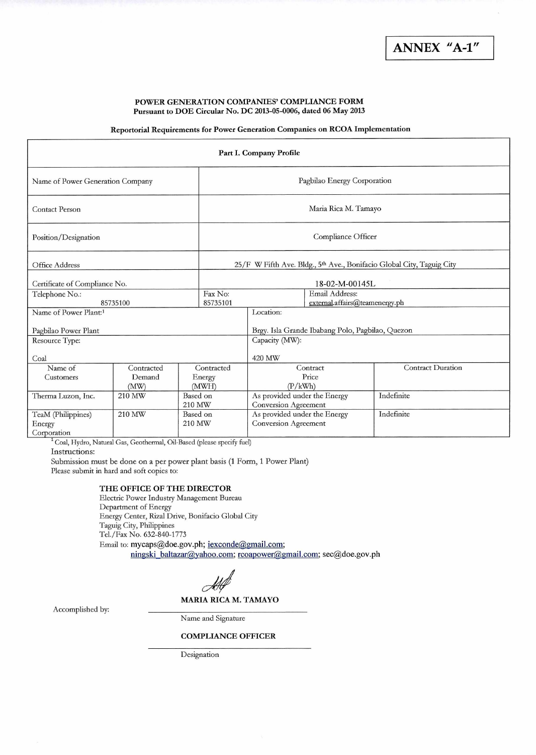**ANNEX "A-1"**

**POWER GENERATION COMPANIES' COMPLIANCE FORM**
**Pursuant to DOE Circular No. DC 2013-05-0006, dated 06 May 2013**

**Reportorial Requirements for Power Generation Companies on RCOA Implementation**

**Part I. Company Profile**

| | | | | |
|---|---|---|---|---|
| Name of Power Generation Company | | Pagbilao Energy Corporation | | |
| Contact Person | | Maria Rica M. Tamayo | | |
| Position/Designation | | Compliance Officer | | |
| Office Address | | 25/F W Fifth Ave. Bldg., 5th Ave., Bonifacio Global City, Taguig City | | |
| Certificate of Compliance No. | | 18-02-M-00145L | | |
| Telephone No.: 85735100 | | Fax No: 85735101 | Email Address: external.affairs@teamenergy.ph | |
| Name of Power Plant:[1] Pagbilao Power Plant | | | Location: Brgy. Isla Grande Ibabang Polo, Pagbilao, Quezon | |
| Resource Type: Coal | | | Capacity (MW): 420 MW | |
| Name of Customers | Contracted Demand (MW) | Contracted Energy (MWH) | Contract Price (P/kWh) | Contract Duration |
| Therma Luzon, Inc. | 210 MW | Based on 210 MW | As provided under the Energy Conversion Agreement | Indefinite |
| TeaM (Philippines) Energy Corporation | 210 MW | Based on 210 MW | As provided under the Energy Conversion Agreement | Indefinite |

[1] Coal, Hydro, Natural Gas, Geothermal, Oil-Based (please specify fuel)

Instructions:
Submission must be done on a per power plant basis (1 Form, 1 Power Plant)
Please submit in hard and soft copies to:

**THE OFFICE OF THE DIRECTOR**
Electric Power Industry Management Bureau
Department of Energy
Energy Center, Rizal Drive, Bonifacio Global City
Taguig City, Philippines
Tel./Fax No. 632-840-1773
Email to: mycaps@doe.gov.ph; iexconde@gmail.com; ningski_baltazar@yahoo.com; rcoapower@gmail.com; sec@doe.gov.ph

Accomplished by:

**MARIA RICA M. TAMAYO**
Name and Signature

**COMPLIANCE OFFICER**
Designation